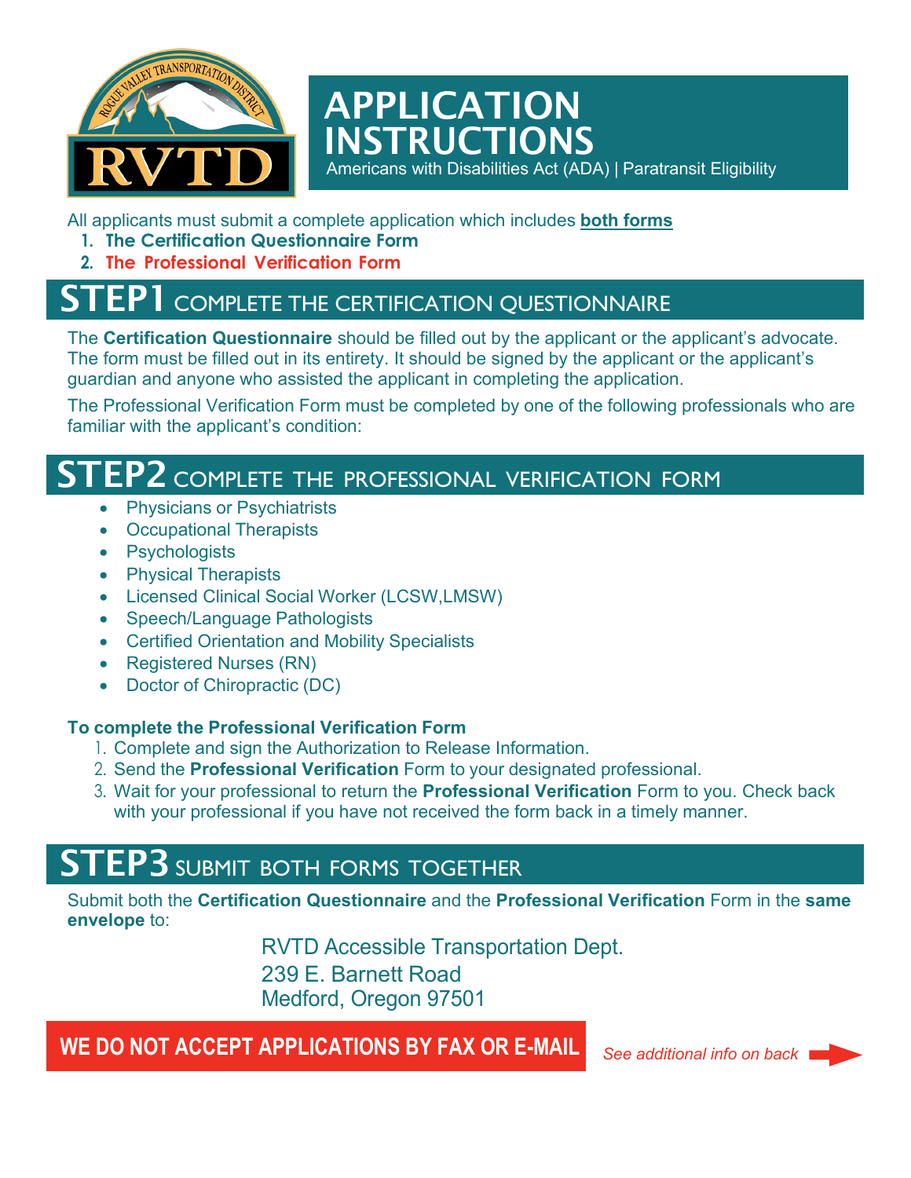# APPLICATION INSTRUCTIONS

Americans with Disabilities Act (ADA) | Paratransit Eligibility

All applicants must submit a complete application which includes **both forms**

1. **The Certification Questionnaire Form**
2. **The Professional Verification Form**

## STEP1 COMPLETE THE CERTIFICATION QUESTIONNAIRE

The **Certification Questionnaire** should be filled out by the applicant or the applicant's advocate. The form must be filled out in its entirety. It should be signed by the applicant or the applicant's guardian and anyone who assisted the applicant in completing the application.

The Professional Verification Form must be completed by one of the following professionals who are familiar with the applicant's condition:

## STEP2 COMPLETE THE PROFESSIONAL VERIFICATION FORM

- Physicians or Psychiatrists
- Occupational Therapists
- Psychologists
- Physical Therapists
- Licensed Clinical Social Worker (LCSW,LMSW)
- Speech/Language Pathologists
- Certified Orientation and Mobility Specialists
- Registered Nurses (RN)
- Doctor of Chiropractic (DC)

**To complete the Professional Verification Form**

1. Complete and sign the Authorization to Release Information.
2. Send the **Professional Verification** Form to your designated professional.
3. Wait for your professional to return the **Professional Verification** Form to you. Check back with your professional if you have not received the form back in a timely manner.

## STEP3 SUBMIT BOTH FORMS TOGETHER

Submit both the **Certification Questionnaire** and the **Professional Verification** Form in the **same envelope** to:

RVTD Accessible Transportation Dept.
239 E. Barnett Road
Medford, Oregon 97501

**WE DO NOT ACCEPT APPLICATIONS BY FAX OR E-MAIL**

*See additional info on back*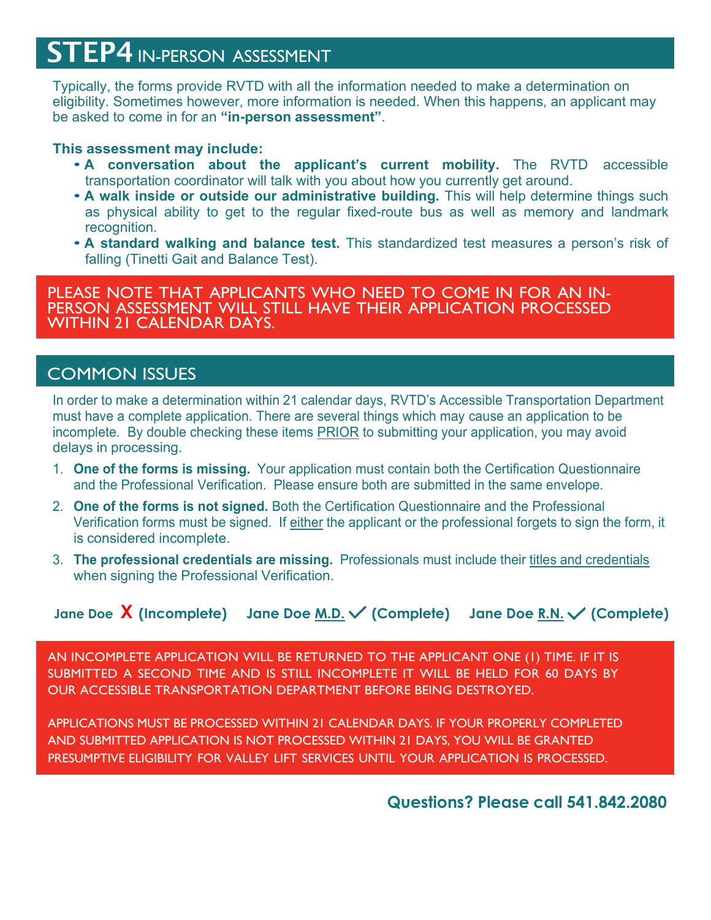# STEP4 IN-PERSON ASSESSMENT

Typically, the forms provide RVTD with all the information needed to make a determination on eligibility. Sometimes however, more information is needed. When this happens, an applicant may be asked to come in for an **"in-person assessment"**.

**This assessment may include:**

- **A conversation about the applicant's current mobility.** The RVTD accessible transportation coordinator will talk with you about how you currently get around.
- **A walk inside or outside our administrative building.** This will help determine things such as physical ability to get to the regular fixed-route bus as well as memory and landmark recognition.
- **A standard walking and balance test.** This standardized test measures a person's risk of falling (Tinetti Gait and Balance Test).

PLEASE NOTE THAT APPLICANTS WHO NEED TO COME IN FOR AN IN-PERSON ASSESSMENT WILL STILL HAVE THEIR APPLICATION PROCESSED WITHIN 21 CALENDAR DAYS.

## COMMON ISSUES

In order to make a determination within 21 calendar days, RVTD's Accessible Transportation Department must have a complete application. There are several things which may cause an application to be incomplete. By double checking these items PRIOR to submitting your application, you may avoid delays in processing.

1. **One of the forms is missing.** Your application must contain both the Certification Questionnaire and the Professional Verification. Please ensure both are submitted in the same envelope.
2. **One of the forms is not signed.** Both the Certification Questionnaire and the Professional Verification forms must be signed. If either the applicant or the professional forgets to sign the form, it is considered incomplete.
3. **The professional credentials are missing.** Professionals must include their titles and credentials when signing the Professional Verification.

**Jane Doe X (Incomplete)** **Jane Doe M.D. ✓ (Complete)** **Jane Doe R.N. ✓ (Complete)**

AN INCOMPLETE APPLICATION WILL BE RETURNED TO THE APPLICANT ONE (1) TIME. IF IT IS SUBMITTED A SECOND TIME AND IS STILL INCOMPLETE IT WILL BE HELD FOR 60 DAYS BY OUR ACCESSIBLE TRANSPORTATION DEPARTMENT BEFORE BEING DESTROYED.

APPLICATIONS MUST BE PROCESSED WITHIN 21 CALENDAR DAYS. IF YOUR PROPERLY COMPLETED AND SUBMITTED APPLICATION IS NOT PROCESSED WITHIN 21 DAYS, YOU WILL BE GRANTED PRESUMPTIVE ELIGIBILITY FOR VALLEY LIFT SERVICES UNTIL YOUR APPLICATION IS PROCESSED.

**Questions? Please call 541.842.2080**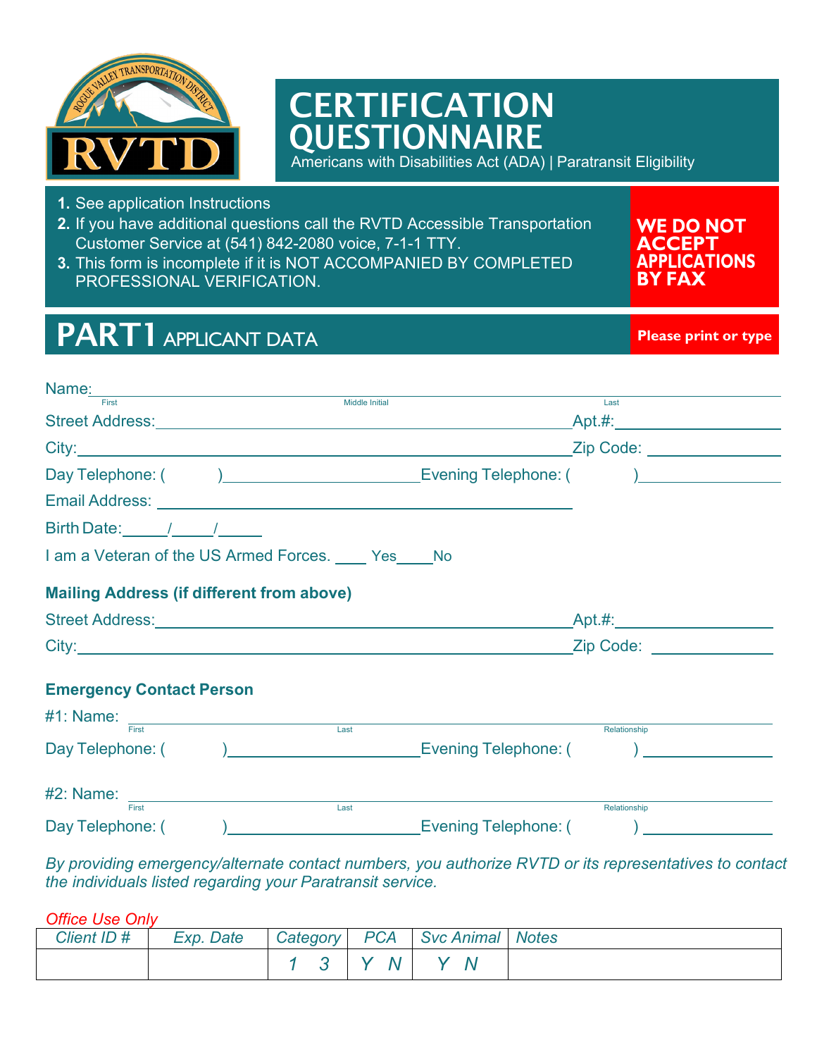# CERTIFICATION QUESTIONNAIRE

Americans with Disabilities Act (ADA) | Paratransit Eligibility

1. See application Instructions
2. If you have additional questions call the RVTD Accessible Transportation Customer Service at (541) 842-2080 voice, 7-1-1 TTY.
3. This form is incomplete if it is NOT ACCOMPANIED BY COMPLETED PROFESSIONAL VERIFICATION.

**WE DO NOT ACCEPT APPLICATIONS BY FAX**

## PART1 APPLICANT DATA

**Please print or type**

Name: ______________________________________________
First Middle Initial Last

Street Address: ______________________________ Apt.#: __________

City: ______________________________ Zip Code: __________

Day Telephone: ( ) ______________ Evening Telephone: ( ) ______________

Email Address: ______________________________

Birth Date: ____/____/____

I am a Veteran of the US Armed Forces. ____ Yes ____ No

### Mailing Address (if different from above)

Street Address: ______________________________ Apt.#: __________

City: ______________________________ Zip Code: __________

### Emergency Contact Person

#1: Name: ______________________________________________
First Last Relationship

Day Telephone: ( ) ______________ Evening Telephone: ( ) ______________

#2: Name: ______________________________________________
First Last Relationship

Day Telephone: ( ) ______________ Evening Telephone: ( ) ______________

*By providing emergency/alternate contact numbers, you authorize RVTD or its representatives to contact the individuals listed regarding your Paratransit service.*

*Office Use Only*

| Client ID # | Exp. Date | Category | PCA | Svc Animal | Notes |
|---|---|---|---|---|---|
| | | 1 3 | Y N | Y N | |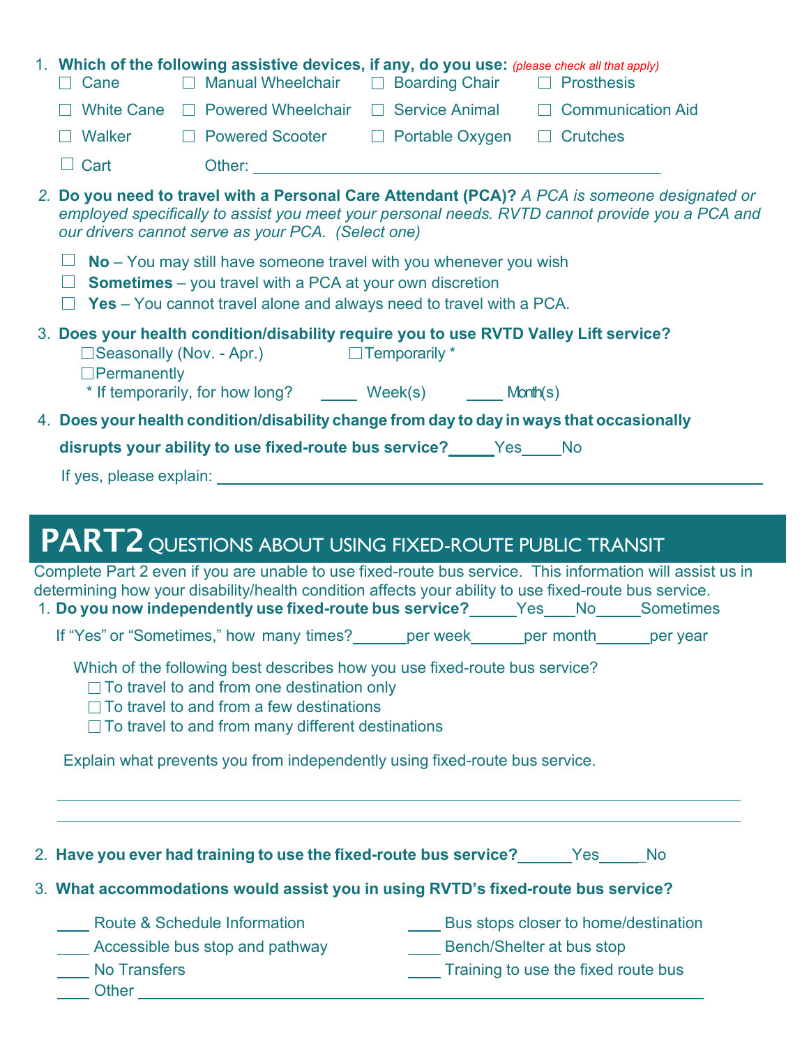1. **Which of the following assistive devices, if any, do you use:** *(please check all that apply)*

| | | | |
|---|---|---|---|
| ☐ Cane | ☐ Manual Wheelchair | ☐ Boarding Chair | ☐ Prosthesis |
| ☐ White Cane | ☐ Powered Wheelchair | ☐ Service Animal | ☐ Communication Aid |
| ☐ Walker | ☐ Powered Scooter | ☐ Portable Oxygen | ☐ Crutches |
| ☐ Cart | Other: ____________________ | | |

2. **Do you need to travel with a Personal Care Attendant (PCA)?** *A PCA is someone designated or employed specifically to assist you meet your personal needs. RVTD cannot provide you a PCA and our drivers cannot serve as your PCA. (Select one)*

   ☐ **No** – You may still have someone travel with you whenever you wish
   ☐ **Sometimes** – you travel with a PCA at your own discretion
   ☐ **Yes** – You cannot travel alone and always need to travel with a PCA.

3. **Does your health condition/disability require you to use RVTD Valley Lift service?**
   ☐Seasonally (Nov. - Apr.) ☐Temporarily *
   ☐Permanently
   \* If temporarily, for how long? ____ Week(s) ____ Month(s)

4. **Does your health condition/disability change from day to day in ways that occasionally disrupts your ability to use fixed-route bus service?**_____Yes_____No

   If yes, please explain: ____________________________________________

## PART2 QUESTIONS ABOUT USING FIXED-ROUTE PUBLIC TRANSIT

Complete Part 2 even if you are unable to use fixed-route bus service. This information will assist us in determining how your disability/health condition affects your ability to use fixed-route bus service.

1. **Do you now independently use fixed-route bus service?**_____Yes____No_____Sometimes

   If "Yes" or "Sometimes," how many times?______per week______per month______per year

   Which of the following best describes how you use fixed-route bus service?
   ☐ To travel to and from one destination only
   ☐ To travel to and from a few destinations
   ☐ To travel to and from many different destinations

   Explain what prevents you from independently using fixed-route bus service.

   ____________________________________________

   ____________________________________________

2. **Have you ever had training to use the fixed-route bus service?**______Yes_____No

3. **What accommodations would assist you in using RVTD's fixed-route bus service?**

   ____ Route & Schedule Information
   ____ Accessible bus stop and pathway
   ____ No Transfers
   ____ Bus stops closer to home/destination
   ____ Bench/Shelter at bus stop
   ____ Training to use the fixed route bus
   ____ Other ____________________________________________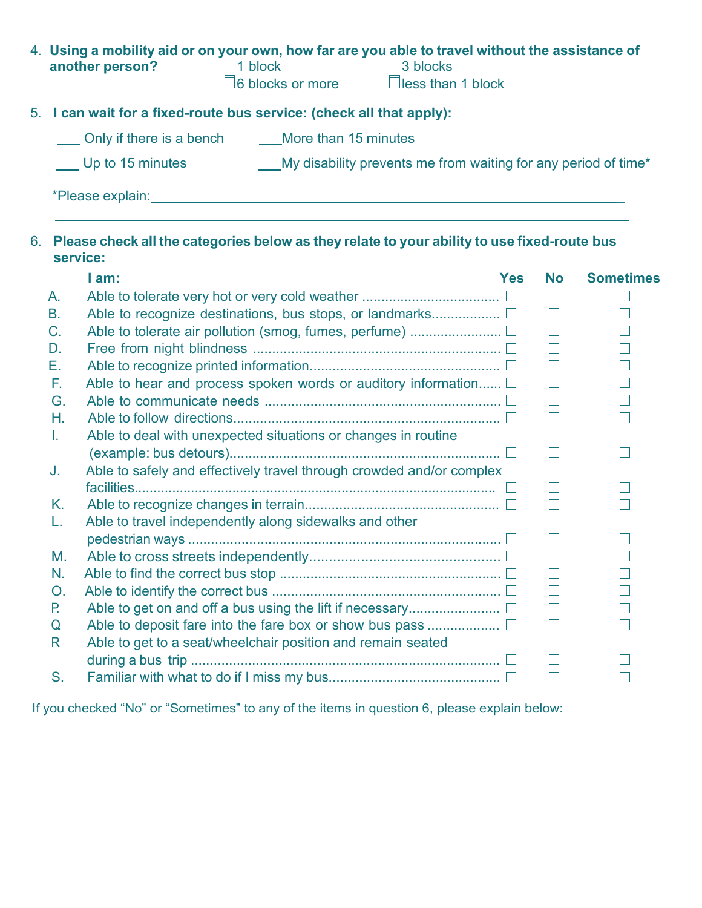4. **Using a mobility aid or on your own, how far are you able to travel without the assistance of another person?**

   ☐ 1 block ☐ 3 blocks ☐ 6 blocks or more ☐ less than 1 block

5. **I can wait for a fixed-route bus service: (check all that apply):**

   ___ Only if there is a bench ___More than 15 minutes

   ___ Up to 15 minutes ___My disability prevents me from waiting for any period of time*

   *Please explain:_______________________________________________________________

   ________________________________________________________________________

6. **Please check all the categories below as they relate to your ability to use fixed-route bus service:**

| | **I am:** | **Yes** | **No** | **Sometimes** |
|---|---|---|---|---|
| A. | Able to tolerate very hot or very cold weather | ☐ | ☐ | ☐ |
| B. | Able to recognize destinations, bus stops, or landmarks | ☐ | ☐ | ☐ |
| C. | Able to tolerate air pollution (smog, fumes, perfume) | ☐ | ☐ | ☐ |
| D. | Free from night blindness | ☐ | ☐ | ☐ |
| E. | Able to recognize printed information | ☐ | ☐ | ☐ |
| F. | Able to hear and process spoken words or auditory information | ☐ | ☐ | ☐ |
| G. | Able to communicate needs | ☐ | ☐ | ☐ |
| H. | Able to follow directions | ☐ | ☐ | ☐ |
| I. | Able to deal with unexpected situations or changes in routine (example: bus detours) | ☐ | ☐ | ☐ |
| J. | Able to safely and effectively travel through crowded and/or complex facilities | ☐ | ☐ | ☐ |
| K. | Able to recognize changes in terrain | ☐ | ☐ | ☐ |
| L. | Able to travel independently along sidewalks and other pedestrian ways | ☐ | ☐ | ☐ |
| M. | Able to cross streets independently | ☐ | ☐ | ☐ |
| N. | Able to find the correct bus stop | ☐ | ☐ | ☐ |
| O. | Able to identify the correct bus | ☐ | ☐ | ☐ |
| P. | Able to get on and off a bus using the lift if necessary | ☐ | ☐ | ☐ |
| Q | Able to deposit fare into the fare box or show bus pass | ☐ | ☐ | ☐ |
| R | Able to get to a seat/wheelchair position and remain seated during a bus trip | ☐ | ☐ | ☐ |
| S. | Familiar with what to do if I miss my bus | ☐ | ☐ | ☐ |

If you checked "No" or "Sometimes" to any of the items in question 6, please explain below:

________________________________________________________________________

________________________________________________________________________

________________________________________________________________________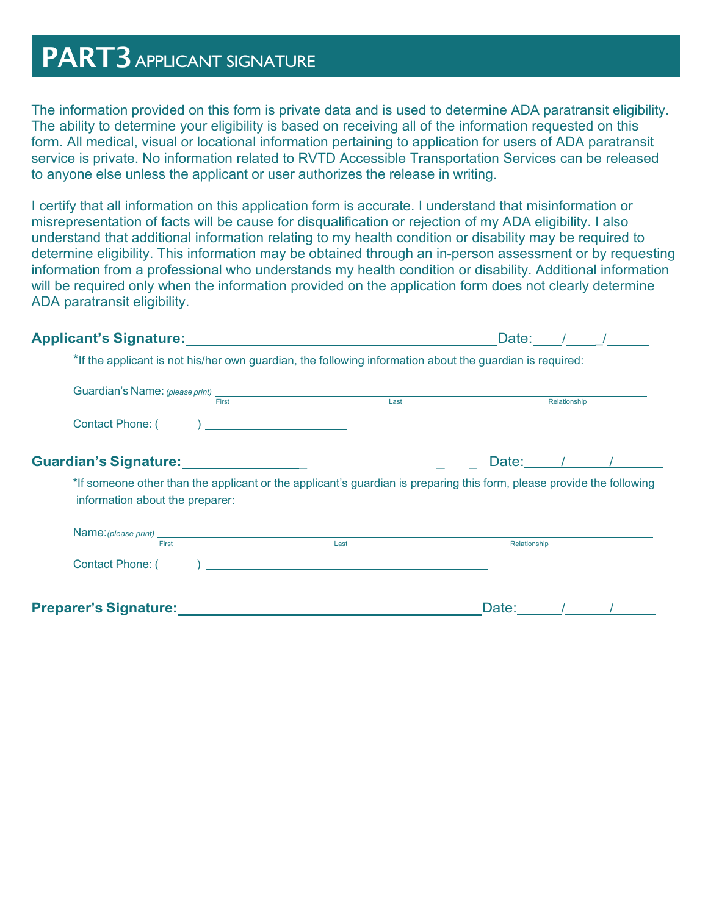# PART3 APPLICANT SIGNATURE

The information provided on this form is private data and is used to determine ADA paratransit eligibility. The ability to determine your eligibility is based on receiving all of the information requested on this form. All medical, visual or locational information pertaining to application for users of ADA paratransit service is private. No information related to RVTD Accessible Transportation Services can be released to anyone else unless the applicant or user authorizes the release in writing.

I certify that all information on this application form is accurate. I understand that misinformation or misrepresentation of facts will be cause for disqualification or rejection of my ADA eligibility. I also understand that additional information relating to my health condition or disability may be required to determine eligibility. This information may be obtained through an in-person assessment or by requesting information from a professional who understands my health condition or disability. Additional information will be required only when the information provided on the application form does not clearly determine ADA paratransit eligibility.

**Applicant's Signature:** ______________________________________ Date:____/____/______

*If the applicant is not his/her own guardian, the following information about the guardian is required:

Guardian's Name: *(please print)* ____________________________________________________________
First Last Relationship

Contact Phone: (        ) ____________________

**Guardian's Signature:** ______________________________________ Date:_____/______/_______

*If someone other than the applicant or the applicant's guardian is preparing this form, please provide the following information about the preparer:

Name: *(please print)* ____________________________________________________________
First Last Relationship

Contact Phone: (        ) ________________________________________

**Preparer's Signature:** ______________________________________ Date:______/______/______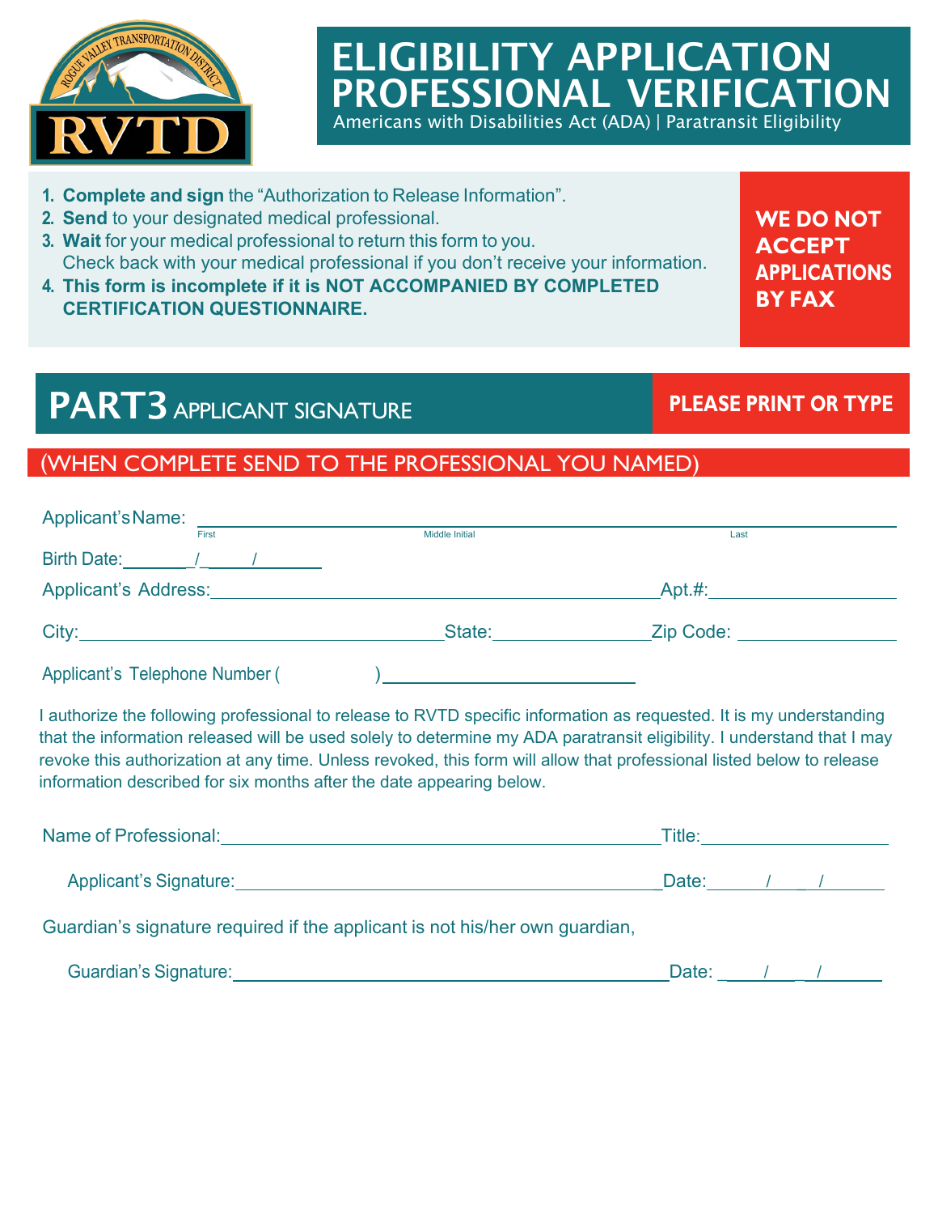# ELIGIBILITY APPLICATION PROFESSIONAL VERIFICATION

Americans with Disabilities Act (ADA) | Paratransit Eligibility

1. **Complete and sign** the "Authorization to Release Information".
2. **Send** to your designated medical professional.
3. **Wait** for your medical professional to return this form to you. Check back with your medical professional if you don't receive your information.
4. **This form is incomplete if it is NOT ACCOMPANIED BY COMPLETED CERTIFICATION QUESTIONNAIRE.**

**WE DO NOT ACCEPT APPLICATIONS BY FAX**

## PART3 APPLICANT SIGNATURE

**PLEASE PRINT OR TYPE**

(WHEN COMPLETE SEND TO THE PROFESSIONAL YOU NAMED)

Applicant's Name: ______________________________________________
First Middle Initial Last

Birth Date: _______/_____/_______

Applicant's Address: ______________________________________ Apt.#: ________________

City: ______________________________ State: ______________ Zip Code: ______________

Applicant's Telephone Number (          ) ________________________

I authorize the following professional to release to RVTD specific information as requested. It is my understanding that the information released will be used solely to determine my ADA paratransit eligibility. I understand that I may revoke this authorization at any time. Unless revoked, this form will allow that professional listed below to release information described for six months after the date appearing below.

Name of Professional: ______________________________________ Title: ________________

Applicant's Signature: ______________________________________ Date: _____/_____/_____

Guardian's signature required if the applicant is not his/her own guardian,

Guardian's Signature: ______________________________________ Date: _____/_____/_____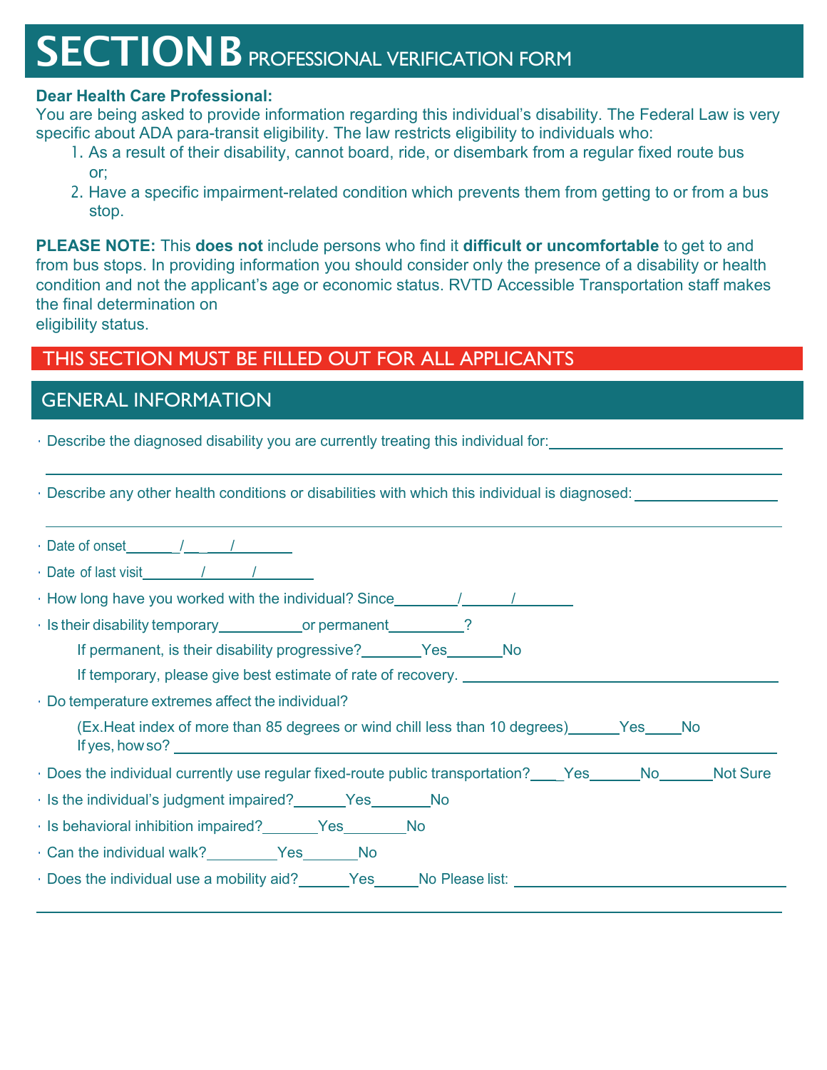# SECTION B PROFESSIONAL VERIFICATION FORM

**Dear Health Care Professional:**
You are being asked to provide information regarding this individual's disability. The Federal Law is very specific about ADA para-transit eligibility. The law restricts eligibility to individuals who:

1. As a result of their disability, cannot board, ride, or disembark from a regular fixed route bus or;
2. Have a specific impairment-related condition which prevents them from getting to or from a bus stop.

**PLEASE NOTE:** This **does not** include persons who find it **difficult or uncomfortable** to get to and from bus stops. In providing information you should consider only the presence of a disability or health condition and not the applicant's age or economic status. RVTD Accessible Transportation staff makes the final determination on
eligibility status.

## THIS SECTION MUST BE FILLED OUT FOR ALL APPLICANTS

## GENERAL INFORMATION

- Describe the diagnosed disability you are currently treating this individual for:______________________________

  ______________________________________________________________________________

- Describe any other health conditions or disabilities with which this individual is diagnosed: __________________

  ______________________________________________________________________________

- Date of onset______/______/________
- Date of last visit________/______/________
- How long have you worked with the individual? Since________/______/________
- Is their disability temporary__________or permanent_________?

  If permanent, is their disability progressive?_______Yes_______No

  If temporary, please give best estimate of rate of recovery. ______________________________

- Do temperature extremes affect the individual?

  (Ex.Heat index of more than 85 degrees or wind chill less than 10 degrees)______Yes____No
  If yes, how so? ______________________________________________________________

- Does the individual currently use regular fixed-route public transportation?____Yes______No______Not Sure
- Is the individual's judgment impaired?______Yes_______No
- Is behavioral inhibition impaired?_______Yes_______No
- Can the individual walk?________Yes_______No
- Does the individual use a mobility aid?______Yes_____No Please list: ______________________________

  ______________________________________________________________________________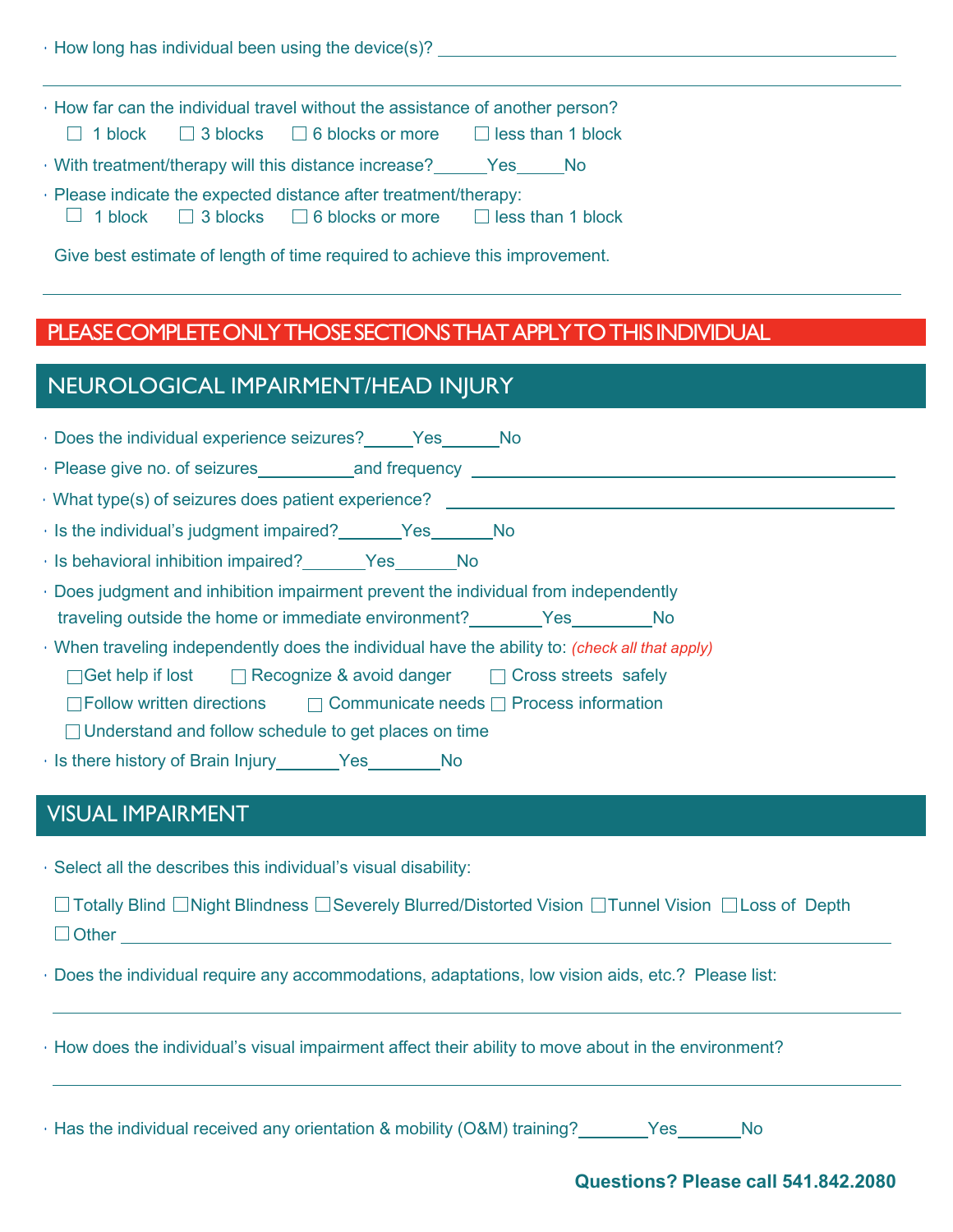· How long has individual been using the device(s)? ______________________________

---

· How far can the individual travel without the assistance of another person?

☐ 1 block ☐ 3 blocks ☐ 6 blocks or more ☐ less than 1 block

· With treatment/therapy will this distance increase?______Yes_____No

· Please indicate the expected distance after treatment/therapy:

☐ 1 block ☐ 3 blocks ☐ 6 blocks or more ☐ less than 1 block

Give best estimate of length of time required to achieve this improvement.

---

**PLEASE COMPLETE ONLY THOSE SECTIONS THAT APPLY TO THIS INDIVIDUAL**

## NEUROLOGICAL IMPAIRMENT/HEAD INJURY

· Does the individual experience seizures?_____Yes______No

· Please give no. of seizures__________and frequency ______________________________

· What type(s) of seizures does patient experience? ______________________________

· Is the individual's judgment impaired?_______Yes_______No

· Is behavioral inhibition impaired?_______Yes_______No

· Does judgment and inhibition impairment prevent the individual from independently traveling outside the home or immediate environment?________Yes________No

· When traveling independently does the individual have the ability to: *(check all that apply)*

☐ Get help if lost ☐ Recognize & avoid danger ☐ Cross streets safely

☐ Follow written directions ☐ Communicate needs ☐ Process information

☐ Understand and follow schedule to get places on time

· Is there history of Brain Injury_______Yes________No

## VISUAL IMPAIRMENT

· Select all the describes this individual's visual disability:

☐ Totally Blind ☐ Night Blindness ☐ Severely Blurred/Distorted Vision ☐ Tunnel Vision ☐ Loss of Depth

☐ Other ______________________________

· Does the individual require any accommodations, adaptations, low vision aids, etc.? Please list:

---

· How does the individual's visual impairment affect their ability to move about in the environment?

---

· Has the individual received any orientation & mobility (O&M) training?________Yes_______No

**Questions? Please call 541.842.2080**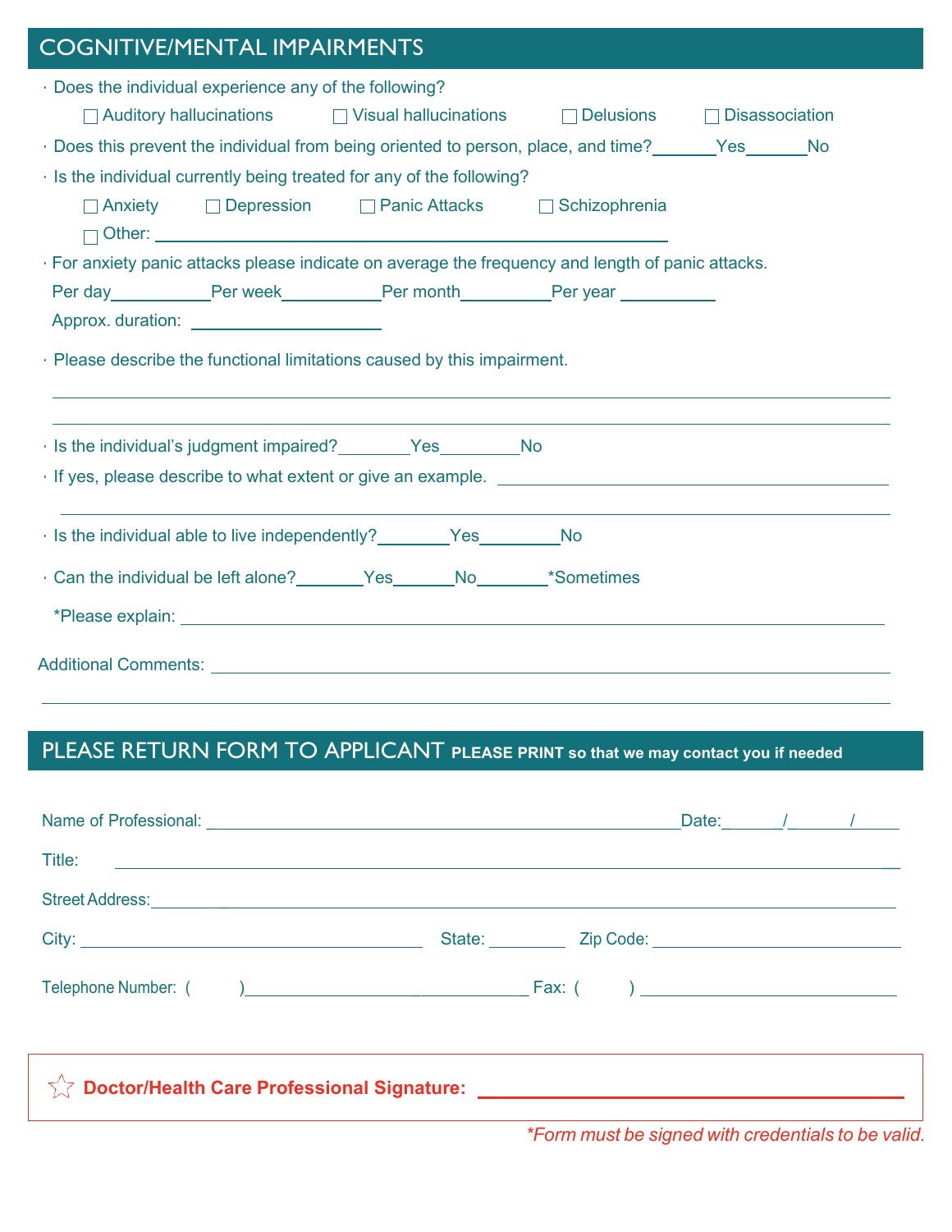## COGNITIVE/MENTAL IMPAIRMENTS

· Does the individual experience any of the following?

☐ Auditory hallucinations ☐ Visual hallucinations ☐ Delusions ☐ Disassociation

· Does this prevent the individual from being oriented to person, place, and time?\_\_\_\_\_\_Yes\_\_\_\_\_\_No

· Is the individual currently being treated for any of the following?

☐ Anxiety ☐ Depression ☐ Panic Attacks ☐ Schizophrenia

☐ Other: \_\_\_\_\_\_\_\_\_\_\_\_\_\_\_\_\_\_\_\_\_\_\_\_\_\_\_\_\_\_\_\_\_\_\_\_\_\_\_\_\_\_\_\_

· For anxiety panic attacks please indicate on average the frequency and length of panic attacks.

Per day\_\_\_\_\_\_\_\_\_\_Per week\_\_\_\_\_\_\_\_\_\_Per month\_\_\_\_\_\_\_\_\_Per year \_\_\_\_\_\_\_\_\_\_

Approx. duration: \_\_\_\_\_\_\_\_\_\_\_\_\_\_\_\_\_\_\_

· Please describe the functional limitations caused by this impairment.

\_\_\_\_\_\_\_\_\_\_\_\_\_\_\_\_\_\_\_\_\_\_\_\_\_\_\_\_\_\_\_\_\_\_\_\_\_\_\_\_\_\_\_\_\_\_\_\_\_\_\_\_\_\_\_\_\_\_\_\_\_\_\_\_\_\_\_\_\_\_\_\_\_\_\_\_\_\_

\_\_\_\_\_\_\_\_\_\_\_\_\_\_\_\_\_\_\_\_\_\_\_\_\_\_\_\_\_\_\_\_\_\_\_\_\_\_\_\_\_\_\_\_\_\_\_\_\_\_\_\_\_\_\_\_\_\_\_\_\_\_\_\_\_\_\_\_\_\_\_\_\_\_\_\_\_\_

· Is the individual's judgment impaired?\_\_\_\_\_\_\_Yes\_\_\_\_\_\_\_\_No

· If yes, please describe to what extent or give an example. \_\_\_\_\_\_\_\_\_\_\_\_\_\_\_\_\_\_\_\_\_\_\_\_\_\_\_\_\_\_\_\_\_\_\_\_\_\_\_

\_\_\_\_\_\_\_\_\_\_\_\_\_\_\_\_\_\_\_\_\_\_\_\_\_\_\_\_\_\_\_\_\_\_\_\_\_\_\_\_\_\_\_\_\_\_\_\_\_\_\_\_\_\_\_\_\_\_\_\_\_\_\_\_\_\_\_\_\_\_\_\_\_\_\_\_\_\_

· Is the individual able to live independently?\_\_\_\_\_\_\_Yes\_\_\_\_\_\_\_\_No

· Can the individual be left alone?\_\_\_\_\_\_\_Yes\_\_\_\_\_\_No\_\_\_\_\_\_\_\*Sometimes

\*Please explain: \_\_\_\_\_\_\_\_\_\_\_\_\_\_\_\_\_\_\_\_\_\_\_\_\_\_\_\_\_\_\_\_\_\_\_\_\_\_\_\_\_\_\_\_\_\_\_\_\_\_\_\_\_\_\_\_\_\_\_\_\_\_\_\_\_\_\_\_\_\_

Additional Comments: \_\_\_\_\_\_\_\_\_\_\_\_\_\_\_\_\_\_\_\_\_\_\_\_\_\_\_\_\_\_\_\_\_\_\_\_\_\_\_\_\_\_\_\_\_\_\_\_\_\_\_\_\_\_\_\_\_\_\_\_\_\_\_\_\_\_\_

\_\_\_\_\_\_\_\_\_\_\_\_\_\_\_\_\_\_\_\_\_\_\_\_\_\_\_\_\_\_\_\_\_\_\_\_\_\_\_\_\_\_\_\_\_\_\_\_\_\_\_\_\_\_\_\_\_\_\_\_\_\_\_\_\_\_\_\_\_\_\_\_\_\_\_\_\_\_

## PLEASE RETURN FORM TO APPLICANT **PLEASE PRINT so that we may contact you if needed**

Name of Professional: \_\_\_\_\_\_\_\_\_\_\_\_\_\_\_\_\_\_\_\_\_\_\_\_\_\_\_\_\_\_\_\_\_\_\_\_\_\_\_\_\_\_\_\_\_\_\_Date:\_\_\_\_\_\_/\_\_\_\_\_\_\_/\_\_\_\_\_

Title: \_\_\_\_\_\_\_\_\_\_\_\_\_\_\_\_\_\_\_\_\_\_\_\_\_\_\_\_\_\_\_\_\_\_\_\_\_\_\_\_\_\_\_\_\_\_\_\_\_\_\_\_\_\_\_\_\_\_\_\_\_\_\_\_\_\_\_\_\_\_\_\_\_\_\_\_\_

Street Address:\_\_\_\_\_\_\_\_\_\_\_\_\_\_\_\_\_\_\_\_\_\_\_\_\_\_\_\_\_\_\_\_\_\_\_\_\_\_\_\_\_\_\_\_\_\_\_\_\_\_\_\_\_\_\_\_\_\_\_\_\_\_\_\_\_\_\_\_\_\_\_\_\_

City: \_\_\_\_\_\_\_\_\_\_\_\_\_\_\_\_\_\_\_\_\_\_\_\_\_\_\_\_\_\_\_\_\_\_\_\_ State: \_\_\_\_\_\_\_\_ Zip Code: \_\_\_\_\_\_\_\_\_\_\_\_\_\_\_\_\_\_\_\_\_\_\_\_\_

Telephone Number: (      )\_\_\_\_\_\_\_\_\_\_\_\_\_\_\_\_\_\_\_\_\_\_\_\_\_\_\_\_\_\_ Fax: (      ) \_\_\_\_\_\_\_\_\_\_\_\_\_\_\_\_\_\_\_\_\_\_\_\_\_\_

☆ **Doctor/Health Care Professional Signature:** \_\_\_\_\_\_\_\_\_\_\_\_\_\_\_\_\_\_\_\_\_\_\_\_\_\_\_\_\_\_\_\_\_\_\_\_\_\_\_\_\_\_

*\*Form must be signed with credentials to be valid.*